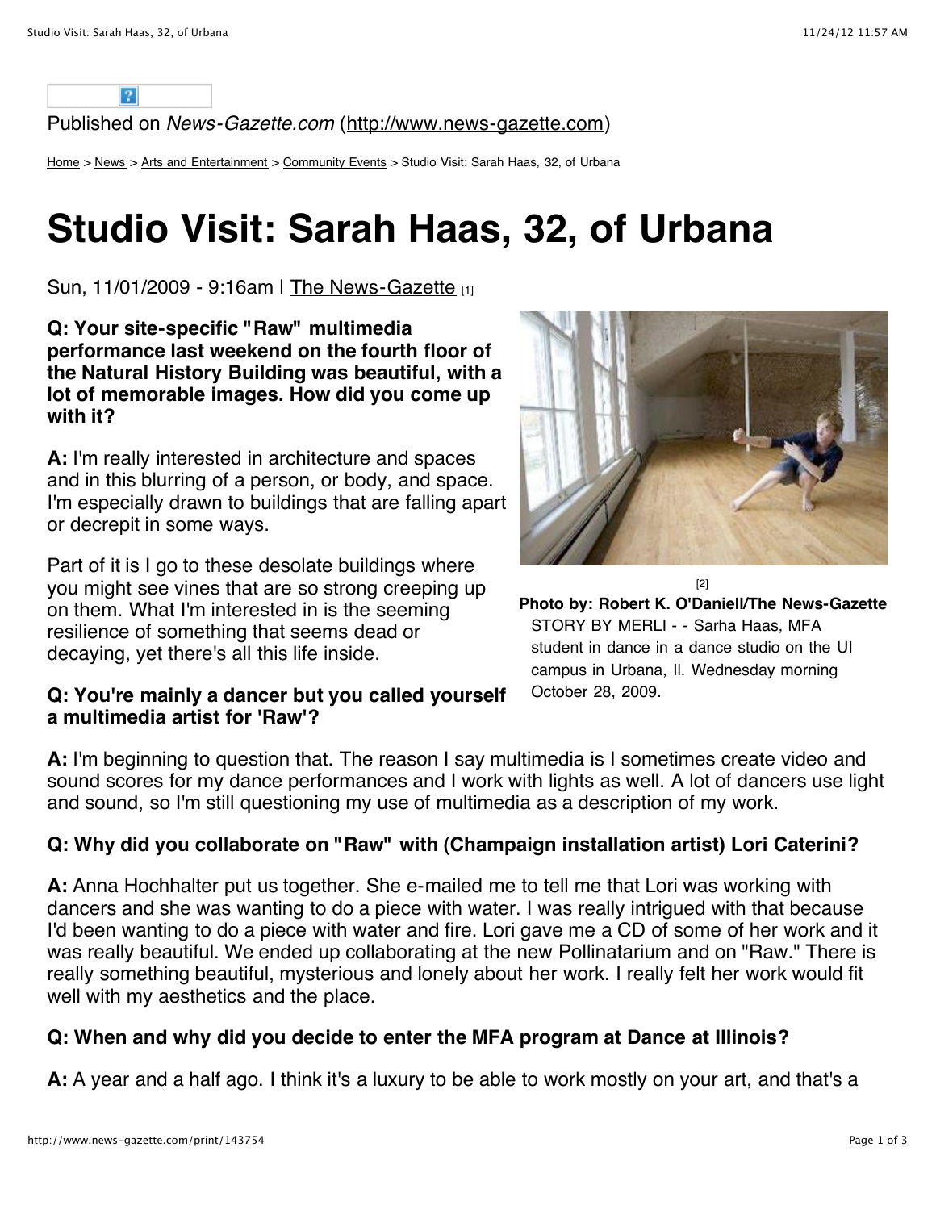Published on *News-Gazette.com* (http://www.news-gazette.com)

Home > News > Arts and Entertainment > Community Events > Studio Visit: Sarah Haas, 32, of Urbana

# Studio Visit: Sarah Haas, 32, of Urbana

Sun, 11/01/2009 - 9:16am | The News-Gazette [1]

**Q: Your site-specific "Raw" multimedia performance last weekend on the fourth floor of the Natural History Building was beautiful, with a lot of memorable images. How did you come up with it?**

**A:** I'm really interested in architecture and spaces and in this blurring of a person, or body, and space. I'm especially drawn to buildings that are falling apart or decrepit in some ways.

Part of it is I go to these desolate buildings where you might see vines that are so strong creeping up on them. What I'm interested in is the seeming resilience of something that seems dead or decaying, yet there's all this life inside.

[2]

**Photo by: Robert K. O'Daniell/The News-Gazette**
STORY BY MERLI - - Sarha Haas, MFA student in dance in a dance studio on the UI campus in Urbana, Il. Wednesday morning October 28, 2009.

**Q: You're mainly a dancer but you called yourself a multimedia artist for 'Raw'?**

**A:** I'm beginning to question that. The reason I say multimedia is I sometimes create video and sound scores for my dance performances and I work with lights as well. A lot of dancers use light and sound, so I'm still questioning my use of multimedia as a description of my work.

**Q: Why did you collaborate on "Raw" with (Champaign installation artist) Lori Caterini?**

**A:** Anna Hochhalter put us together. She e-mailed me to tell me that Lori was working with dancers and she was wanting to do a piece with water. I was really intrigued with that because I'd been wanting to do a piece with water and fire. Lori gave me a CD of some of her work and it was really beautiful. We ended up collaborating at the new Pollinatarium and on "Raw." There is really something beautiful, mysterious and lonely about her work. I really felt her work would fit well with my aesthetics and the place.

**Q: When and why did you decide to enter the MFA program at Dance at Illinois?**

**A:** A year and a half ago. I think it's a luxury to be able to work mostly on your art, and that's a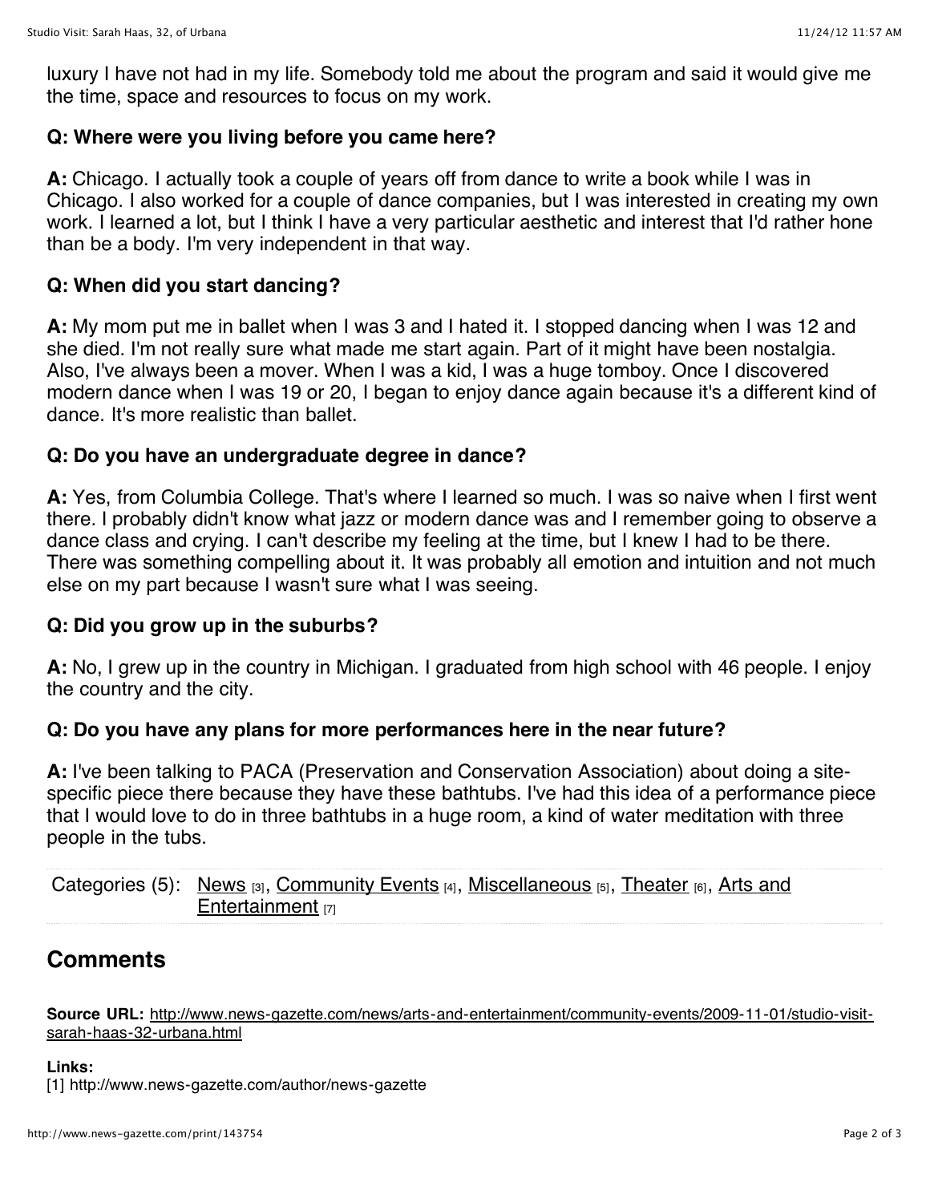luxury I have not had in my life. Somebody told me about the program and said it would give me the time, space and resources to focus on my work.

**Q: Where were you living before you came here?**

**A:** Chicago. I actually took a couple of years off from dance to write a book while I was in Chicago. I also worked for a couple of dance companies, but I was interested in creating my own work. I learned a lot, but I think I have a very particular aesthetic and interest that I'd rather hone than be a body. I'm very independent in that way.

**Q: When did you start dancing?**

**A:** My mom put me in ballet when I was 3 and I hated it. I stopped dancing when I was 12 and she died. I'm not really sure what made me start again. Part of it might have been nostalgia. Also, I've always been a mover. When I was a kid, I was a huge tomboy. Once I discovered modern dance when I was 19 or 20, I began to enjoy dance again because it's a different kind of dance. It's more realistic than ballet.

**Q: Do you have an undergraduate degree in dance?**

**A:** Yes, from Columbia College. That's where I learned so much. I was so naive when I first went there. I probably didn't know what jazz or modern dance was and I remember going to observe a dance class and crying. I can't describe my feeling at the time, but I knew I had to be there. There was something compelling about it. It was probably all emotion and intuition and not much else on my part because I wasn't sure what I was seeing.

**Q: Did you grow up in the suburbs?**

**A:** No, I grew up in the country in Michigan. I graduated from high school with 46 people. I enjoy the country and the city.

**Q: Do you have any plans for more performances here in the near future?**

**A:** I've been talking to PACA (Preservation and Conservation Association) about doing a site-specific piece there because they have these bathtubs. I've had this idea of a performance piece that I would love to do in three bathtubs in a huge room, a kind of water meditation with three people in the tubs.

Categories (5): News [3], Community Events [4], Miscellaneous [5], Theater [6], Arts and Entertainment [7]

## Comments

**Source URL:** http://www.news-gazette.com/news/arts-and-entertainment/community-events/2009-11-01/studio-visit-sarah-haas-32-urbana.html

**Links:**
[1] http://www.news-gazette.com/author/news-gazette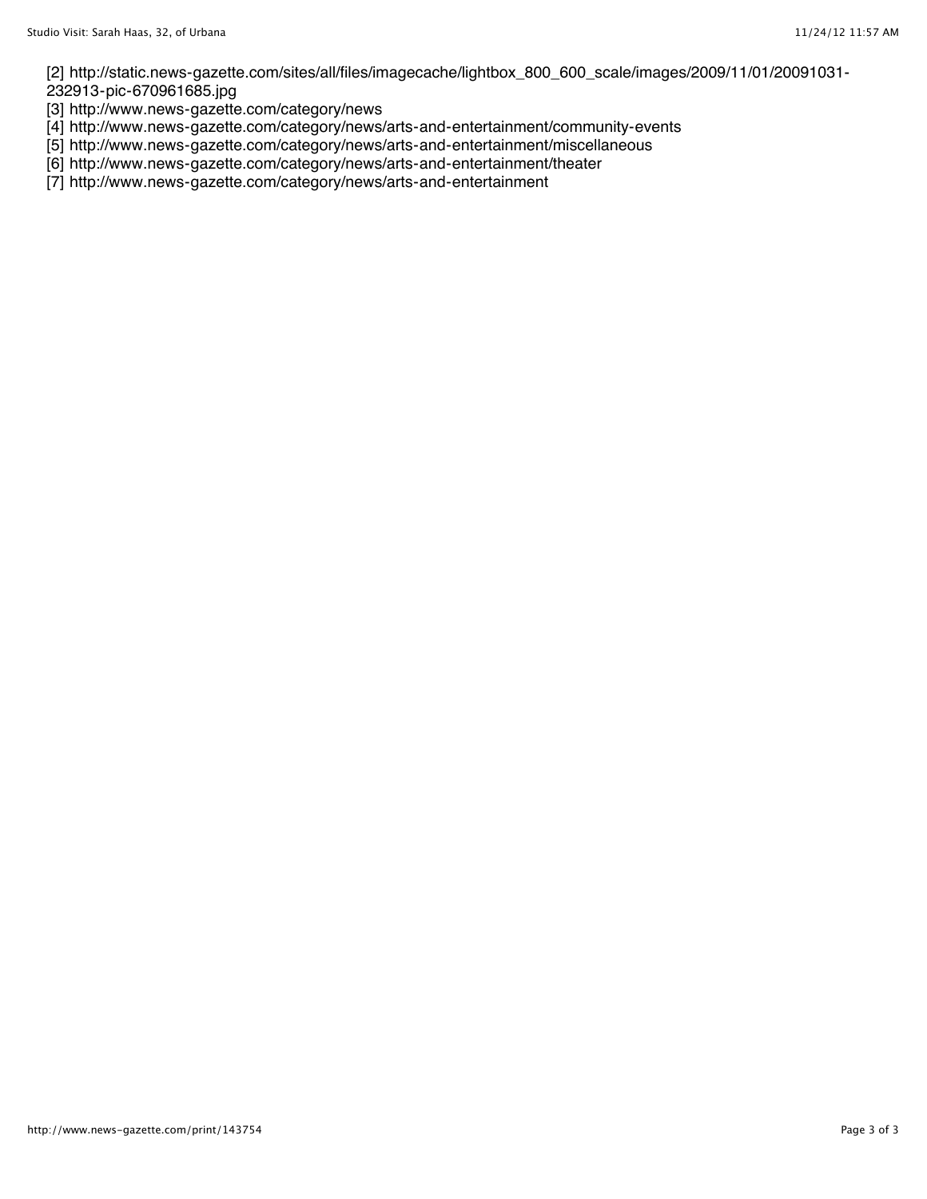[2] http://static.news-gazette.com/sites/all/files/imagecache/lightbox_800_600_scale/images/2009/11/01/20091031-232913-pic-670961685.jpg
[3] http://www.news-gazette.com/category/news
[4] http://www.news-gazette.com/category/news/arts-and-entertainment/community-events
[5] http://www.news-gazette.com/category/news/arts-and-entertainment/miscellaneous
[6] http://www.news-gazette.com/category/news/arts-and-entertainment/theater
[7] http://www.news-gazette.com/category/news/arts-and-entertainment